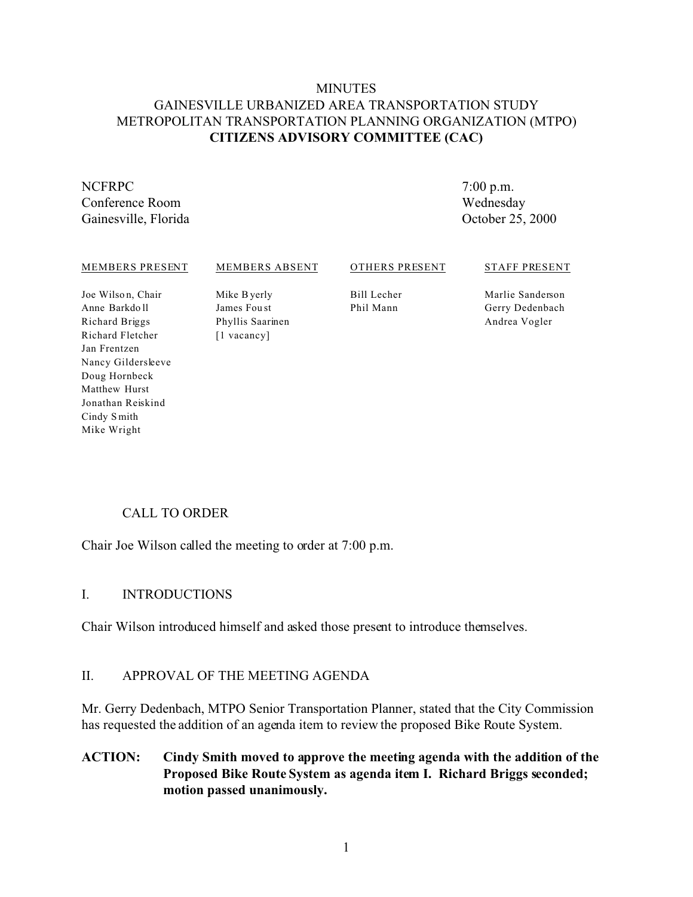# MINUTES
# GAINESVILLE URBANIZED AREA TRANSPORTATION STUDY
# METROPOLITAN TRANSPORTATION PLANNING ORGANIZATION (MTPO)
# CITIZENS ADVISORY COMMITTEE (CAC)

NCFRPC
Conference Room
Gainesville, Florida

7:00 p.m.
Wednesday
October 25, 2000

| MEMBERS PRESENT | MEMBERS ABSENT | OTHERS PRESENT | STAFF PRESENT |
|---|---|---|---|
| Joe Wilson, Chair | Mike Byerly | Bill Lecher | Marlie Sanderson |
| Anne Barkdoll | James Foust | Phil Mann | Gerry Dedenbach |
| Richard Briggs | Phyllis Saarinen | | Andrea Vogler |
| Richard Fletcher | [1 vacancy] | | |
| Jan Frentzen | | | |
| Nancy Gildersleeve | | | |
| Doug Hornbeck | | | |
| Matthew Hurst | | | |
| Jonathan Reiskind | | | |
| Cindy Smith | | | |
| Mike Wright | | | |

## CALL TO ORDER

Chair Joe Wilson called the meeting to order at 7:00 p.m.

## I. INTRODUCTIONS

Chair Wilson introduced himself and asked those present to introduce themselves.

## II. APPROVAL OF THE MEETING AGENDA

Mr. Gerry Dedenbach, MTPO Senior Transportation Planner, stated that the City Commission has requested the addition of an agenda item to review the proposed Bike Route System.

**ACTION: Cindy Smith moved to approve the meeting agenda with the addition of the Proposed Bike Route System as agenda item I. Richard Briggs seconded; motion passed unanimously.**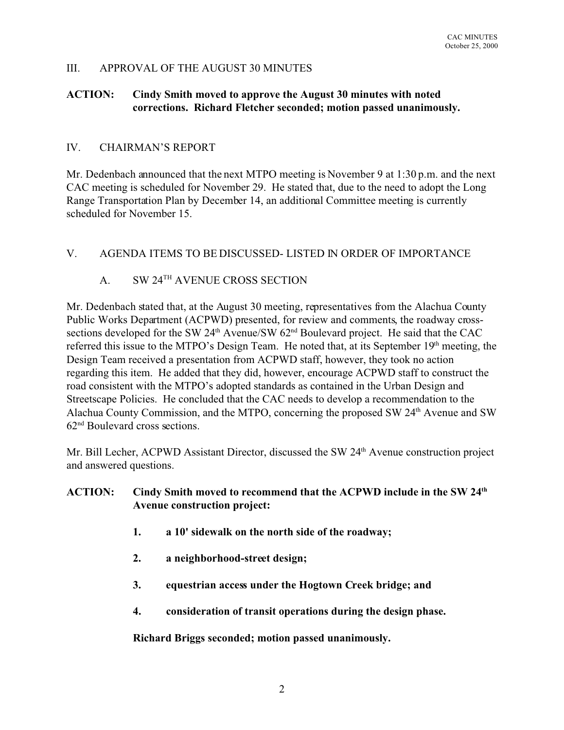## III. APPROVAL OF THE AUGUST 30 MINUTES

**ACTION: Cindy Smith moved to approve the August 30 minutes with noted corrections. Richard Fletcher seconded; motion passed unanimously.**

## IV. CHAIRMAN'S REPORT

Mr. Dedenbach announced that the next MTPO meeting is November 9 at 1:30 p.m. and the next CAC meeting is scheduled for November 29. He stated that, due to the need to adopt the Long Range Transportation Plan by December 14, an additional Committee meeting is currently scheduled for November 15.

## V. AGENDA ITEMS TO BE DISCUSSED- LISTED IN ORDER OF IMPORTANCE

### A. SW 24TH AVENUE CROSS SECTION

Mr. Dedenbach stated that, at the August 30 meeting, representatives from the Alachua County Public Works Department (ACPWD) presented, for review and comments, the roadway cross-sections developed for the SW 24th Avenue/SW 62nd Boulevard project. He said that the CAC referred this issue to the MTPO's Design Team. He noted that, at its September 19th meeting, the Design Team received a presentation from ACPWD staff, however, they took no action regarding this item. He added that they did, however, encourage ACPWD staff to construct the road consistent with the MTPO's adopted standards as contained in the Urban Design and Streetscape Policies. He concluded that the CAC needs to develop a recommendation to the Alachua County Commission, and the MTPO, concerning the proposed SW 24th Avenue and SW 62nd Boulevard cross sections.

Mr. Bill Lecher, ACPWD Assistant Director, discussed the SW 24th Avenue construction project and answered questions.

**ACTION: Cindy Smith moved to recommend that the ACPWD include in the SW 24th Avenue construction project:**

1. **a 10' sidewalk on the north side of the roadway;**
2. **a neighborhood-street design;**
3. **equestrian access under the Hogtown Creek bridge; and**
4. **consideration of transit operations during the design phase.**

**Richard Briggs seconded; motion passed unanimously.**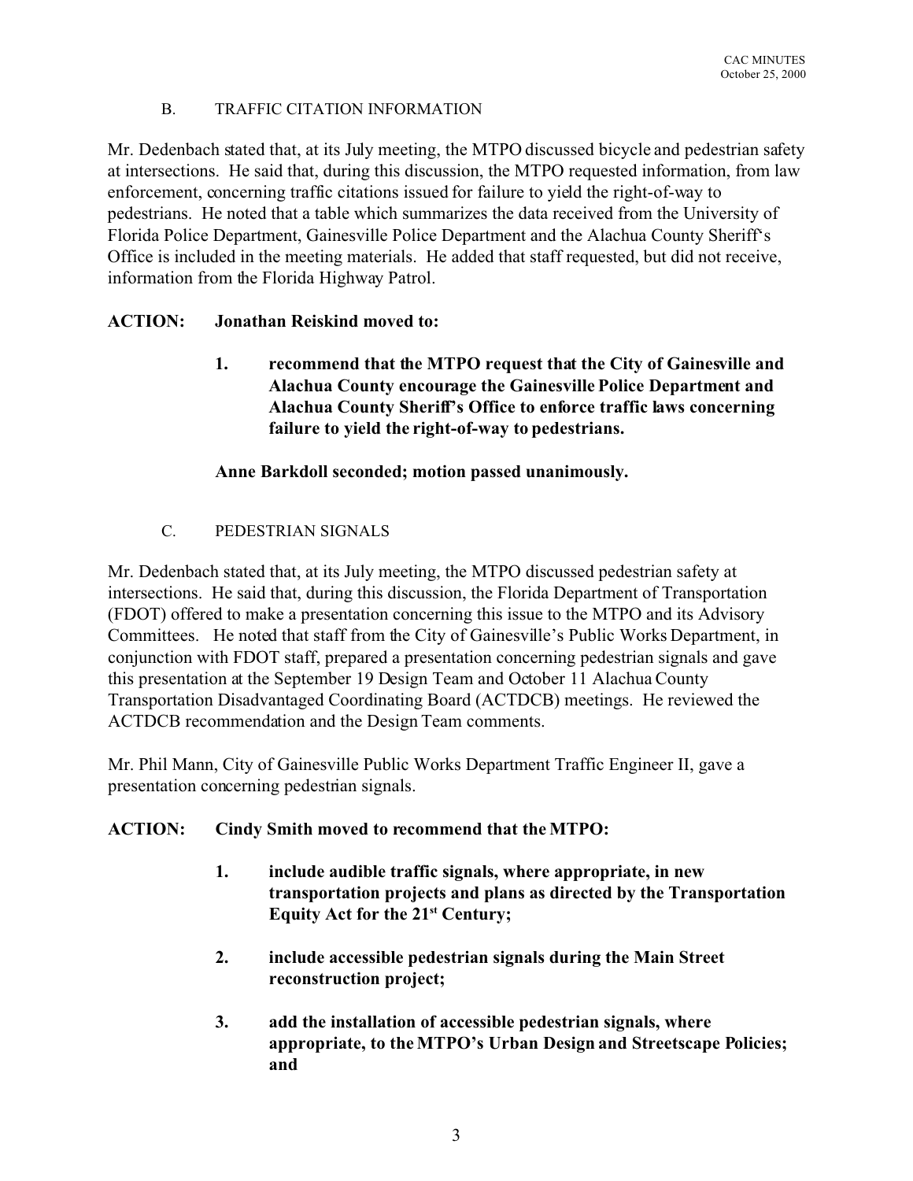B. TRAFFIC CITATION INFORMATION

Mr. Dedenbach stated that, at its July meeting, the MTPO discussed bicycle and pedestrian safety at intersections. He said that, during this discussion, the MTPO requested information, from law enforcement, concerning traffic citations issued for failure to yield the right-of-way to pedestrians. He noted that a table which summarizes the data received from the University of Florida Police Department, Gainesville Police Department and the Alachua County Sheriff's Office is included in the meeting materials. He added that staff requested, but did not receive, information from the Florida Highway Patrol.

**ACTION: Jonathan Reiskind moved to:**

> **1. recommend that the MTPO request that the City of Gainesville and Alachua County encourage the Gainesville Police Department and Alachua County Sheriff's Office to enforce traffic laws concerning failure to yield the right-of-way to pedestrians.**
>
> **Anne Barkdoll seconded; motion passed unanimously.**

C. PEDESTRIAN SIGNALS

Mr. Dedenbach stated that, at its July meeting, the MTPO discussed pedestrian safety at intersections. He said that, during this discussion, the Florida Department of Transportation (FDOT) offered to make a presentation concerning this issue to the MTPO and its Advisory Committees. He noted that staff from the City of Gainesville's Public Works Department, in conjunction with FDOT staff, prepared a presentation concerning pedestrian signals and gave this presentation at the September 19 Design Team and October 11 Alachua County Transportation Disadvantaged Coordinating Board (ACTDCB) meetings. He reviewed the ACTDCB recommendation and the Design Team comments.

Mr. Phil Mann, City of Gainesville Public Works Department Traffic Engineer II, gave a presentation concerning pedestrian signals.

**ACTION: Cindy Smith moved to recommend that the MTPO:**

> **1. include audible traffic signals, where appropriate, in new transportation projects and plans as directed by the Transportation Equity Act for the 21st Century;**
>
> **2. include accessible pedestrian signals during the Main Street reconstruction project;**
>
> **3. add the installation of accessible pedestrian signals, where appropriate, to the MTPO's Urban Design and Streetscape Policies; and**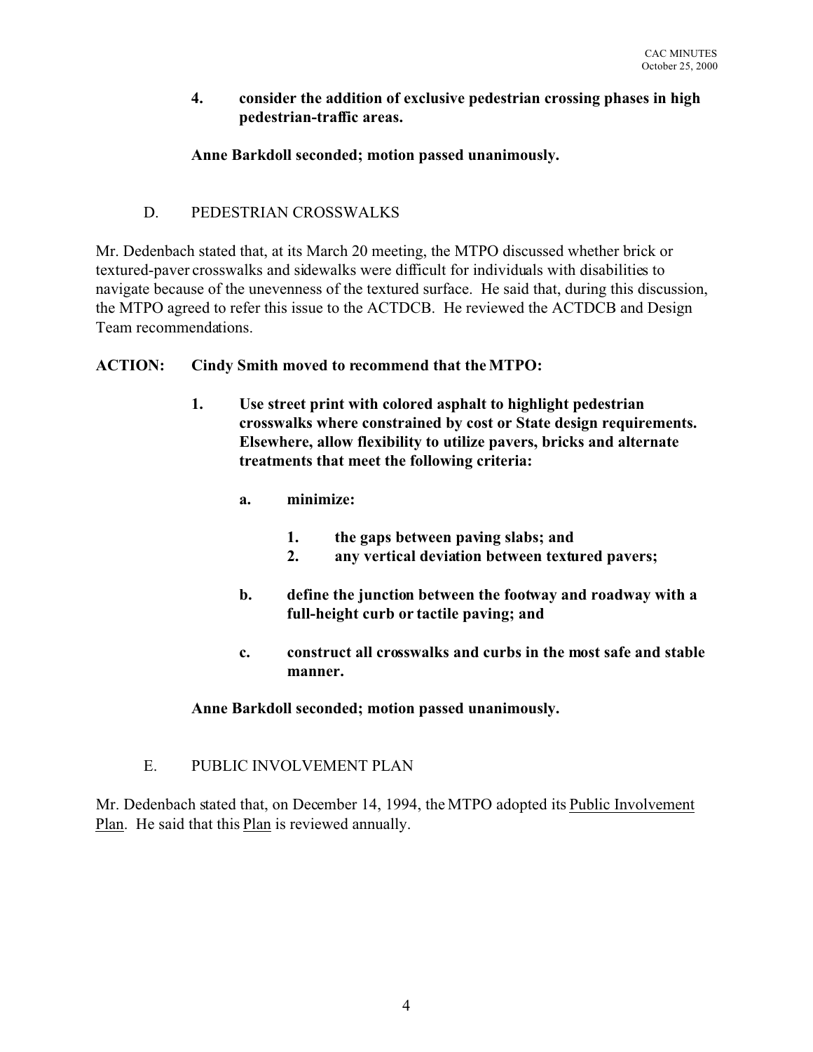**4. consider the addition of exclusive pedestrian crossing phases in high pedestrian-traffic areas.**

**Anne Barkdoll seconded; motion passed unanimously.**

D. PEDESTRIAN CROSSWALKS

Mr. Dedenbach stated that, at its March 20 meeting, the MTPO discussed whether brick or textured-paver crosswalks and sidewalks were difficult for individuals with disabilities to navigate because of the unevenness of the textured surface. He said that, during this discussion, the MTPO agreed to refer this issue to the ACTDCB. He reviewed the ACTDCB and Design Team recommendations.

**ACTION: Cindy Smith moved to recommend that the MTPO:**

**1. Use street print with colored asphalt to highlight pedestrian crosswalks where constrained by cost or State design requirements. Elsewhere, allow flexibility to utilize pavers, bricks and alternate treatments that meet the following criteria:**

**a. minimize:**

**1. the gaps between paving slabs; and**
**2. any vertical deviation between textured pavers;**

**b. define the junction between the footway and roadway with a full-height curb or tactile paving; and**

**c. construct all crosswalks and curbs in the most safe and stable manner.**

**Anne Barkdoll seconded; motion passed unanimously.**

E. PUBLIC INVOLVEMENT PLAN

Mr. Dedenbach stated that, on December 14, 1994, the MTPO adopted its Public Involvement Plan. He said that this Plan is reviewed annually.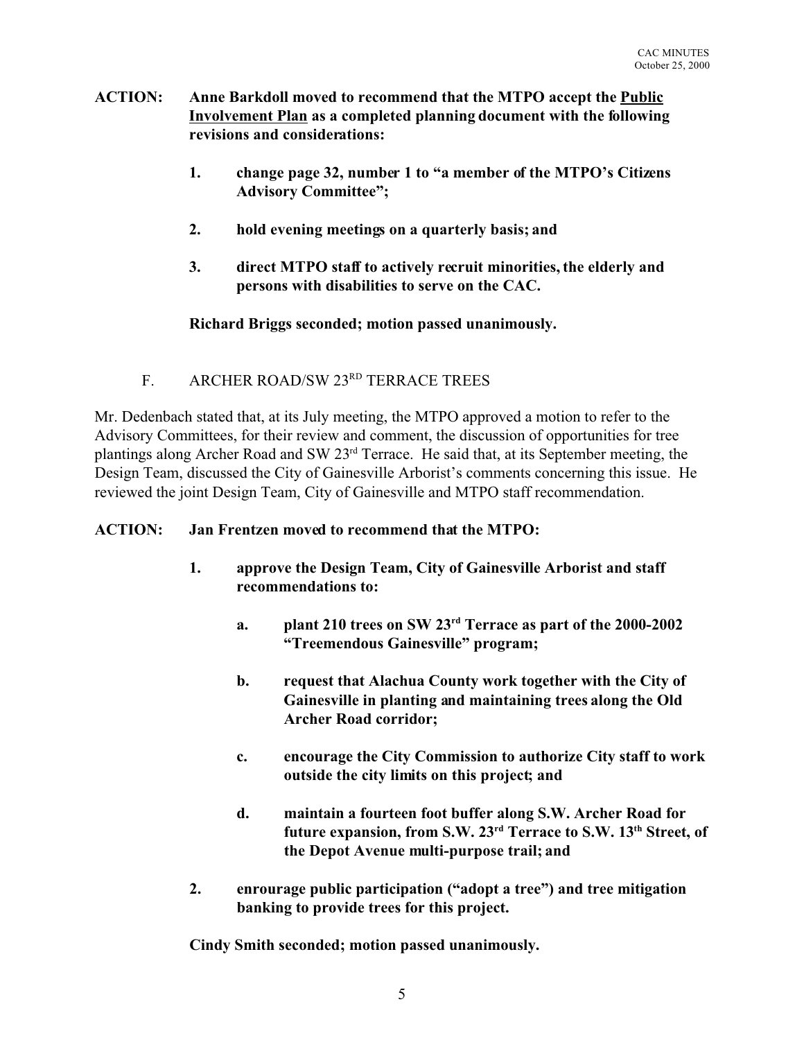**ACTION: Anne Barkdoll moved to recommend that the MTPO accept the Public Involvement Plan as a completed planning document with the following revisions and considerations:**

1. **change page 32, number 1 to "a member of the MTPO's Citizens Advisory Committee";**

2. **hold evening meetings on a quarterly basis; and**

3. **direct MTPO staff to actively recruit minorities, the elderly and persons with disabilities to serve on the CAC.**

**Richard Briggs seconded; motion passed unanimously.**

## F. ARCHER ROAD/SW 23RD TERRACE TREES

Mr. Dedenbach stated that, at its July meeting, the MTPO approved a motion to refer to the Advisory Committees, for their review and comment, the discussion of opportunities for tree plantings along Archer Road and SW 23rd Terrace. He said that, at its September meeting, the Design Team, discussed the City of Gainesville Arborist's comments concerning this issue. He reviewed the joint Design Team, City of Gainesville and MTPO staff recommendation.

**ACTION: Jan Frentzen moved to recommend that the MTPO:**

1. **approve the Design Team, City of Gainesville Arborist and staff recommendations to:**

   a. **plant 210 trees on SW 23rd Terrace as part of the 2000-2002 "Treemendous Gainesville" program;**

   b. **request that Alachua County work together with the City of Gainesville in planting and maintaining trees along the Old Archer Road corridor;**

   c. **encourage the City Commission to authorize City staff to work outside the city limits on this project; and**

   d. **maintain a fourteen foot buffer along S.W. Archer Road for future expansion, from S.W. 23rd Terrace to S.W. 13th Street, of the Depot Avenue multi-purpose trail; and**

2. **enrourage public participation ("adopt a tree") and tree mitigation banking to provide trees for this project.**

**Cindy Smith seconded; motion passed unanimously.**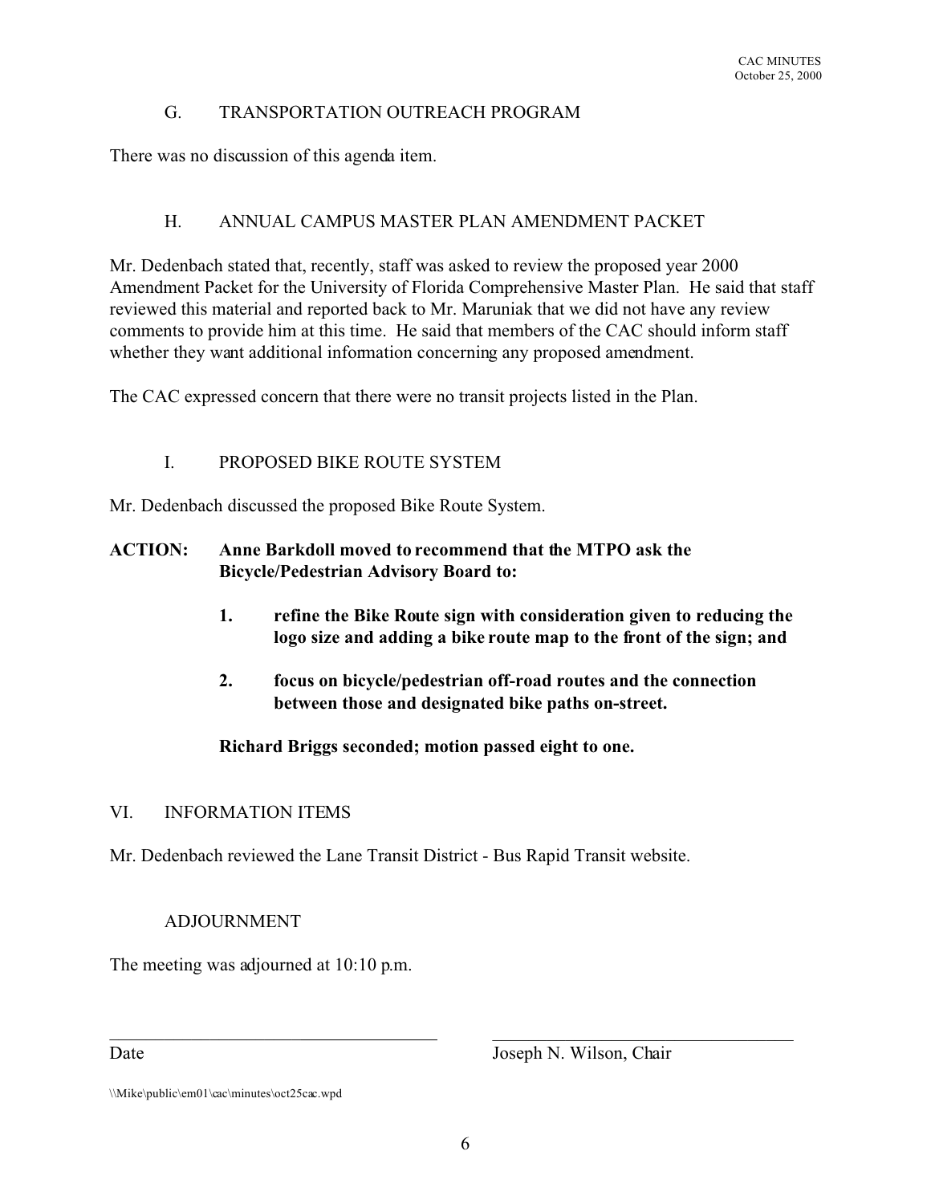## G. TRANSPORTATION OUTREACH PROGRAM

There was no discussion of this agenda item.

## H. ANNUAL CAMPUS MASTER PLAN AMENDMENT PACKET

Mr. Dedenbach stated that, recently, staff was asked to review the proposed year 2000 Amendment Packet for the University of Florida Comprehensive Master Plan. He said that staff reviewed this material and reported back to Mr. Maruniak that we did not have any review comments to provide him at this time. He said that members of the CAC should inform staff whether they want additional information concerning any proposed amendment.

The CAC expressed concern that there were no transit projects listed in the Plan.

## I. PROPOSED BIKE ROUTE SYSTEM

Mr. Dedenbach discussed the proposed Bike Route System.

**ACTION: Anne Barkdoll moved to recommend that the MTPO ask the Bicycle/Pedestrian Advisory Board to:**

1. **refine the Bike Route sign with consideration given to reducing the logo size and adding a bike route map to the front of the sign; and**

2. **focus on bicycle/pedestrian off-road routes and the connection between those and designated bike paths on-street.**

**Richard Briggs seconded; motion passed eight to one.**

## VI. INFORMATION ITEMS

Mr. Dedenbach reviewed the Lane Transit District - Bus Rapid Transit website.

## ADJOURNMENT

The meeting was adjourned at 10:10 p.m.

______________________________ ______________________________

Date Joseph N. Wilson, Chair

\\Mike\public\em01\cac\minutes\oct25cac.wpd